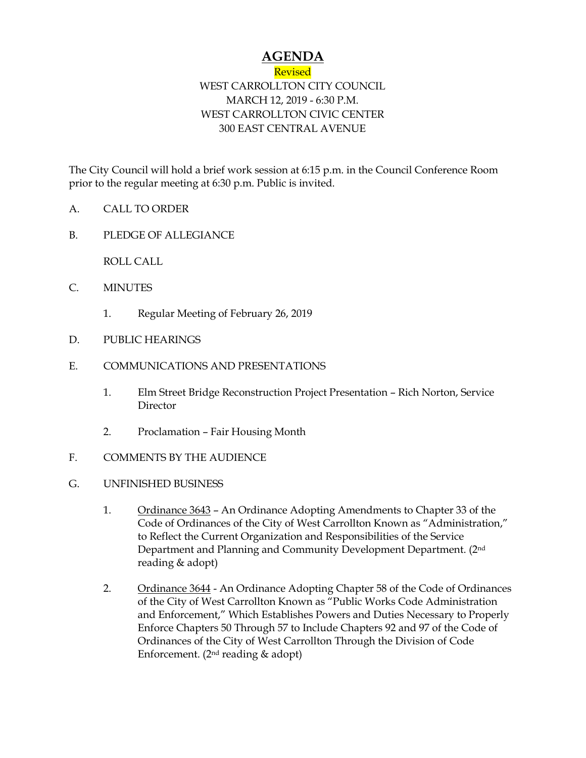# AGENDA

Revised

WEST CARROLLTON CITY COUNCIL
MARCH 12, 2019 - 6:30 P.M.
WEST CARROLLTON CIVIC CENTER
300 EAST CENTRAL AVENUE

The City Council will hold a brief work session at 6:15 p.m. in the Council Conference Room prior to the regular meeting at 6:30 p.m. Public is invited.

A. CALL TO ORDER

B. PLEDGE OF ALLEGIANCE

ROLL CALL

C. MINUTES

1. Regular Meeting of February 26, 2019

D. PUBLIC HEARINGS

E. COMMUNICATIONS AND PRESENTATIONS

1. Elm Street Bridge Reconstruction Project Presentation – Rich Norton, Service Director

2. Proclamation – Fair Housing Month

F. COMMENTS BY THE AUDIENCE

G. UNFINISHED BUSINESS

1. Ordinance 3643 – An Ordinance Adopting Amendments to Chapter 33 of the Code of Ordinances of the City of West Carrollton Known as "Administration," to Reflect the Current Organization and Responsibilities of the Service Department and Planning and Community Development Department. (2nd reading & adopt)

2. Ordinance 3644 - An Ordinance Adopting Chapter 58 of the Code of Ordinances of the City of West Carrollton Known as "Public Works Code Administration and Enforcement," Which Establishes Powers and Duties Necessary to Properly Enforce Chapters 50 Through 57 to Include Chapters 92 and 97 of the Code of Ordinances of the City of West Carrollton Through the Division of Code Enforcement. (2nd reading & adopt)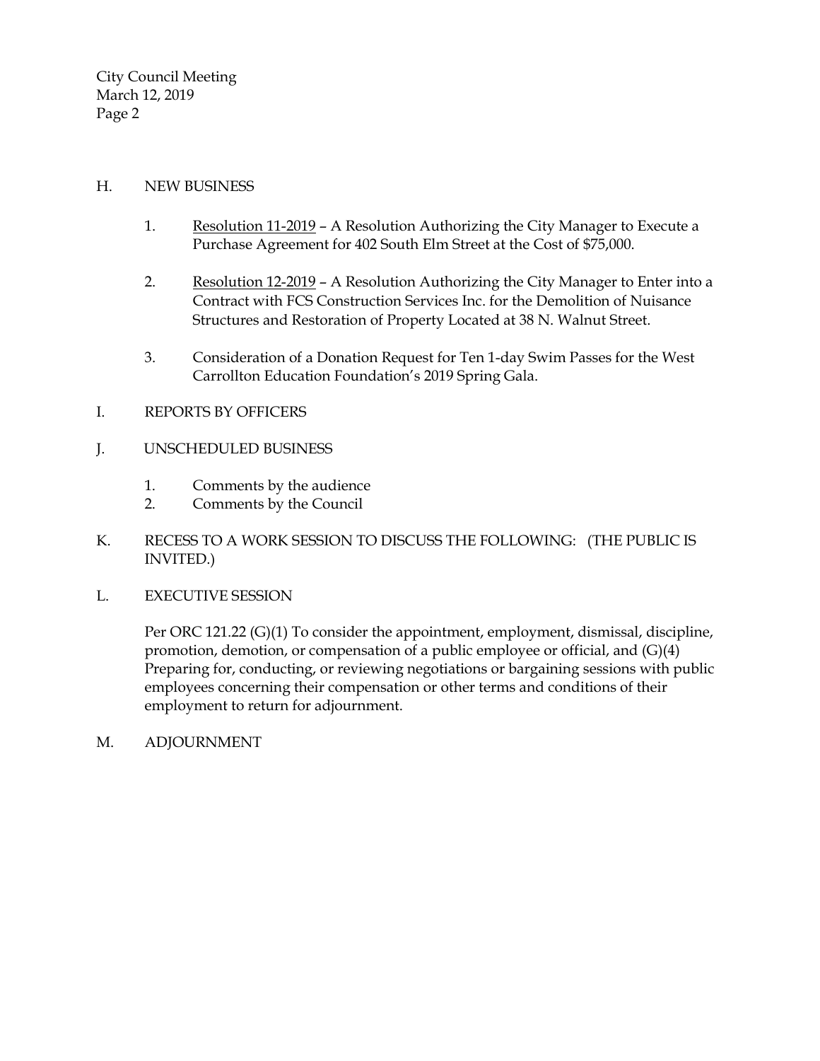## H. NEW BUSINESS

1. Resolution 11-2019 – A Resolution Authorizing the City Manager to Execute a Purchase Agreement for 402 South Elm Street at the Cost of $75,000.

2. Resolution 12-2019 – A Resolution Authorizing the City Manager to Enter into a Contract with FCS Construction Services Inc. for the Demolition of Nuisance Structures and Restoration of Property Located at 38 N. Walnut Street.

3. Consideration of a Donation Request for Ten 1-day Swim Passes for the West Carrollton Education Foundation's 2019 Spring Gala.

## I. REPORTS BY OFFICERS

## J. UNSCHEDULED BUSINESS

1. Comments by the audience
2. Comments by the Council

## K. RECESS TO A WORK SESSION TO DISCUSS THE FOLLOWING: (THE PUBLIC IS INVITED.)

## L. EXECUTIVE SESSION

Per ORC 121.22 (G)(1) To consider the appointment, employment, dismissal, discipline, promotion, demotion, or compensation of a public employee or official, and (G)(4) Preparing for, conducting, or reviewing negotiations or bargaining sessions with public employees concerning their compensation or other terms and conditions of their employment to return for adjournment.

## M. ADJOURNMENT